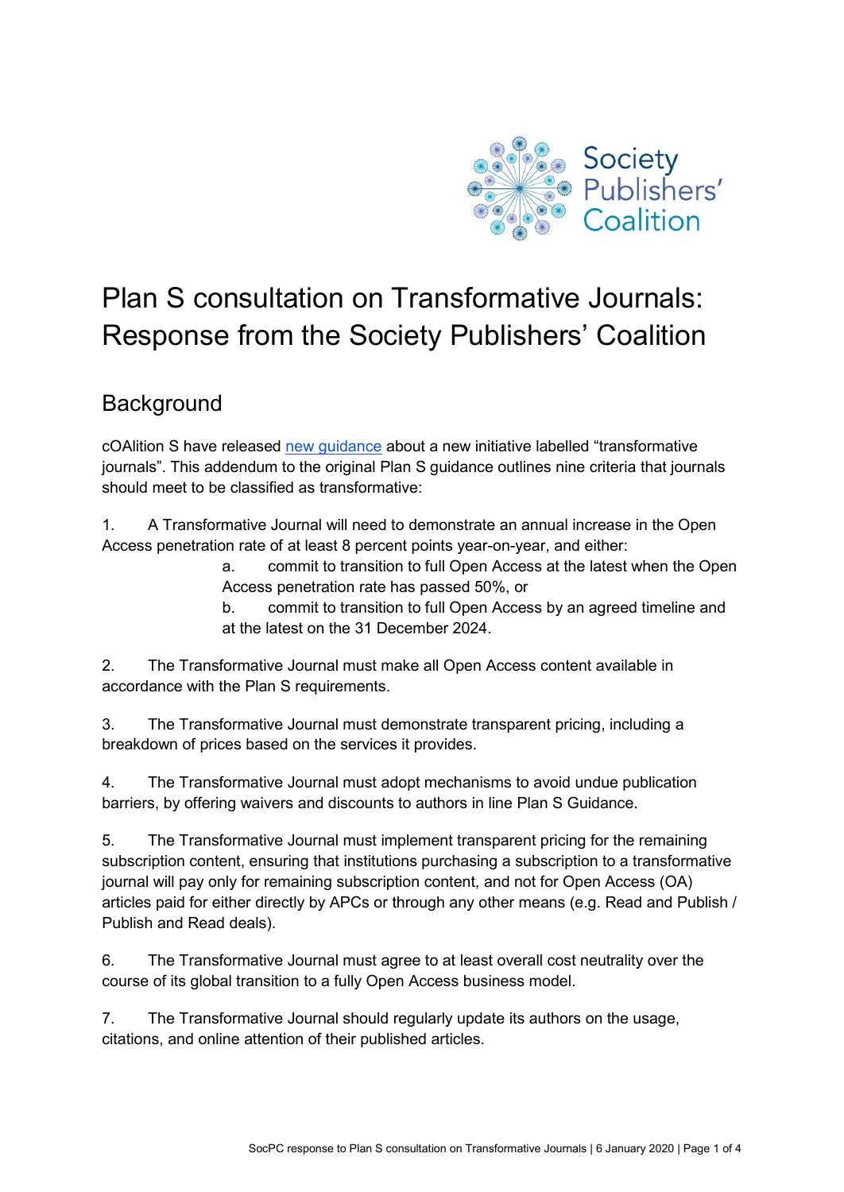Society Publishers' Coalition

# Plan S consultation on Transformative Journals: Response from the Society Publishers' Coalition

## Background

cOAlition S have released [new guidance](new guidance) about a new initiative labelled "transformative journals". This addendum to the original Plan S guidance outlines nine criteria that journals should meet to be classified as transformative:

1. A Transformative Journal will need to demonstrate an annual increase in the Open Access penetration rate of at least 8 percent points year-on-year, and either:
   a. commit to transition to full Open Access at the latest when the Open Access penetration rate has passed 50%, or
   b. commit to transition to full Open Access by an agreed timeline and at the latest on the 31 December 2024.

2. The Transformative Journal must make all Open Access content available in accordance with the Plan S requirements.

3. The Transformative Journal must demonstrate transparent pricing, including a breakdown of prices based on the services it provides.

4. The Transformative Journal must adopt mechanisms to avoid undue publication barriers, by offering waivers and discounts to authors in line Plan S Guidance.

5. The Transformative Journal must implement transparent pricing for the remaining subscription content, ensuring that institutions purchasing a subscription to a transformative journal will pay only for remaining subscription content, and not for Open Access (OA) articles paid for either directly by APCs or through any other means (e.g. Read and Publish / Publish and Read deals).

6. The Transformative Journal must agree to at least overall cost neutrality over the course of its global transition to a fully Open Access business model.

7. The Transformative Journal should regularly update its authors on the usage, citations, and online attention of their published articles.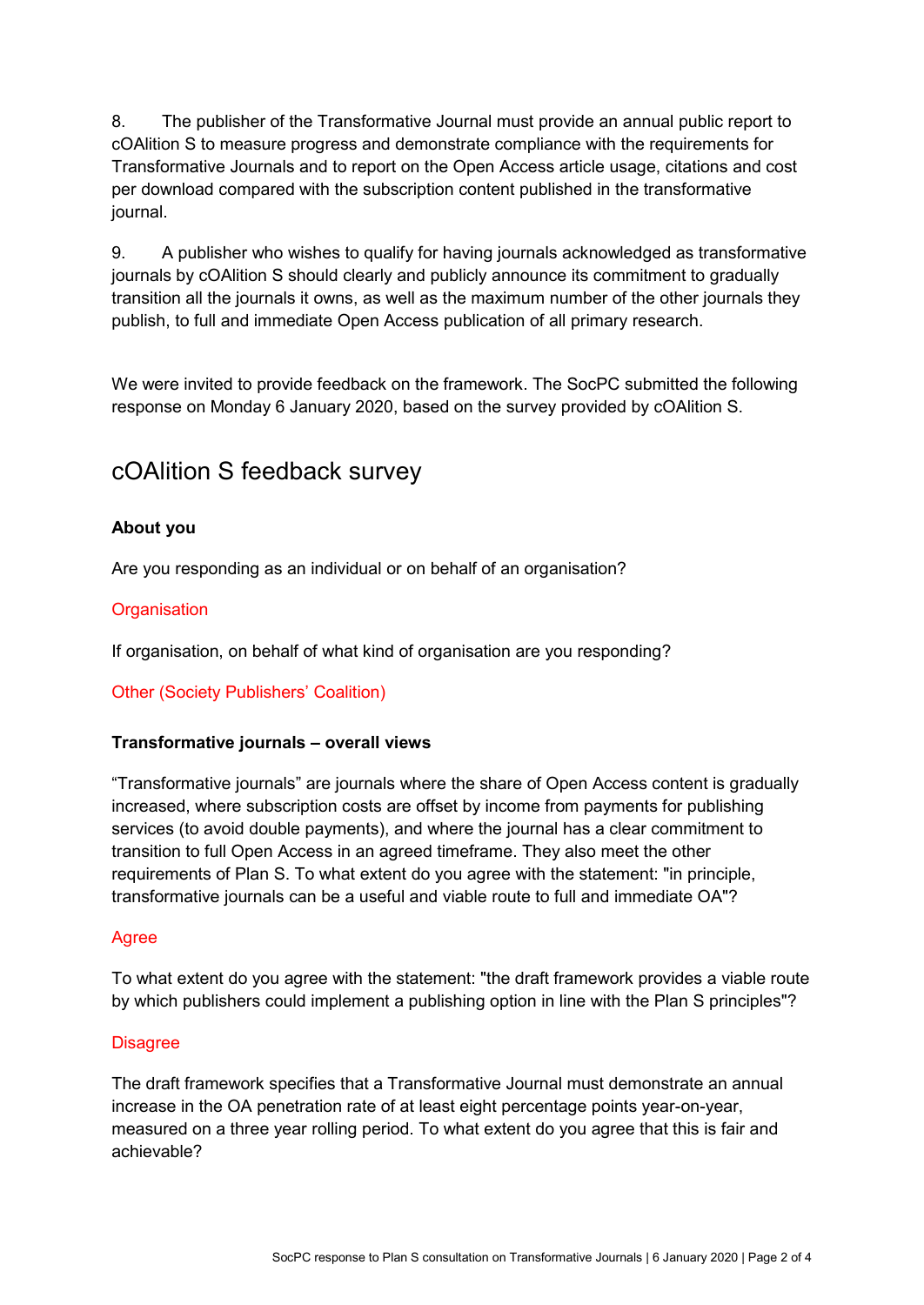8. The publisher of the Transformative Journal must provide an annual public report to cOAlition S to measure progress and demonstrate compliance with the requirements for Transformative Journals and to report on the Open Access article usage, citations and cost per download compared with the subscription content published in the transformative journal.

9. A publisher who wishes to qualify for having journals acknowledged as transformative journals by cOAlition S should clearly and publicly announce its commitment to gradually transition all the journals it owns, as well as the maximum number of the other journals they publish, to full and immediate Open Access publication of all primary research.

We were invited to provide feedback on the framework. The SocPC submitted the following response on Monday 6 January 2020, based on the survey provided by cOAlition S.

## cOAlition S feedback survey

**About you**

Are you responding as an individual or on behalf of an organisation?

Organisation

If organisation, on behalf of what kind of organisation are you responding?

Other (Society Publishers' Coalition)

**Transformative journals – overall views**

"Transformative journals" are journals where the share of Open Access content is gradually increased, where subscription costs are offset by income from payments for publishing services (to avoid double payments), and where the journal has a clear commitment to transition to full Open Access in an agreed timeframe. They also meet the other requirements of Plan S. To what extent do you agree with the statement: "in principle, transformative journals can be a useful and viable route to full and immediate OA"?

Agree

To what extent do you agree with the statement: "the draft framework provides a viable route by which publishers could implement a publishing option in line with the Plan S principles"?

Disagree

The draft framework specifies that a Transformative Journal must demonstrate an annual increase in the OA penetration rate of at least eight percentage points year-on-year, measured on a three year rolling period. To what extent do you agree that this is fair and achievable?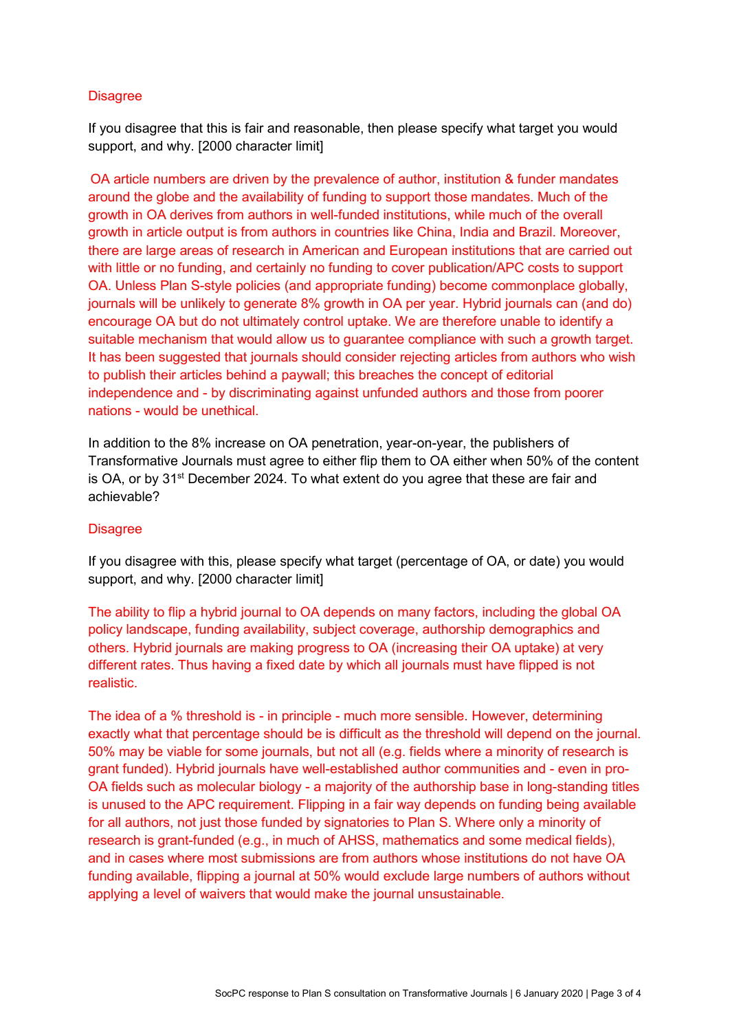Disagree

If you disagree that this is fair and reasonable, then please specify what target you would support, and why. [2000 character limit]

OA article numbers are driven by the prevalence of author, institution & funder mandates around the globe and the availability of funding to support those mandates. Much of the growth in OA derives from authors in well-funded institutions, while much of the overall growth in article output is from authors in countries like China, India and Brazil. Moreover, there are large areas of research in American and European institutions that are carried out with little or no funding, and certainly no funding to cover publication/APC costs to support OA. Unless Plan S-style policies (and appropriate funding) become commonplace globally, journals will be unlikely to generate 8% growth in OA per year. Hybrid journals can (and do) encourage OA but do not ultimately control uptake. We are therefore unable to identify a suitable mechanism that would allow us to guarantee compliance with such a growth target. It has been suggested that journals should consider rejecting articles from authors who wish to publish their articles behind a paywall; this breaches the concept of editorial independence and - by discriminating against unfunded authors and those from poorer nations - would be unethical.

In addition to the 8% increase on OA penetration, year-on-year, the publishers of Transformative Journals must agree to either flip them to OA either when 50% of the content is OA, or by 31st December 2024. To what extent do you agree that these are fair and achievable?

Disagree

If you disagree with this, please specify what target (percentage of OA, or date) you would support, and why. [2000 character limit]

The ability to flip a hybrid journal to OA depends on many factors, including the global OA policy landscape, funding availability, subject coverage, authorship demographics and others. Hybrid journals are making progress to OA (increasing their OA uptake) at very different rates. Thus having a fixed date by which all journals must have flipped is not realistic.

The idea of a % threshold is - in principle - much more sensible. However, determining exactly what that percentage should be is difficult as the threshold will depend on the journal. 50% may be viable for some journals, but not all (e.g. fields where a minority of research is grant funded). Hybrid journals have well-established author communities and - even in pro-OA fields such as molecular biology - a majority of the authorship base in long-standing titles is unused to the APC requirement. Flipping in a fair way depends on funding being available for all authors, not just those funded by signatories to Plan S. Where only a minority of research is grant-funded (e.g., in much of AHSS, mathematics and some medical fields), and in cases where most submissions are from authors whose institutions do not have OA funding available, flipping a journal at 50% would exclude large numbers of authors without applying a level of waivers that would make the journal unsustainable.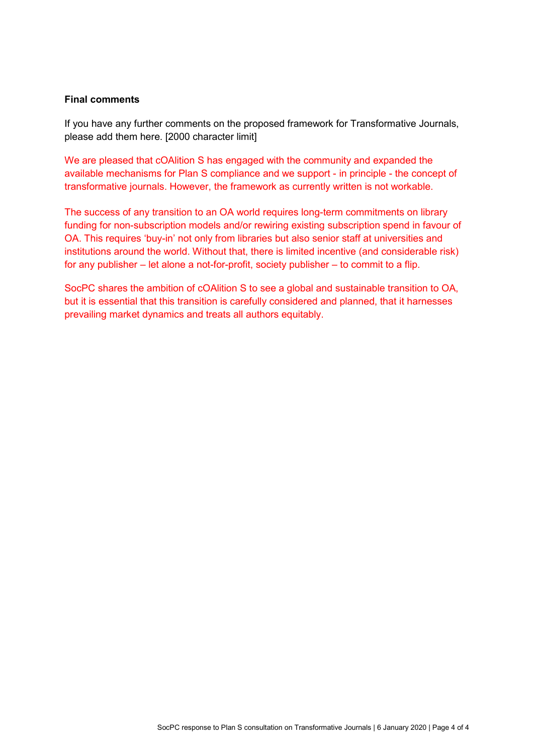**Final comments**

If you have any further comments on the proposed framework for Transformative Journals, please add them here. [2000 character limit]

We are pleased that cOAlition S has engaged with the community and expanded the available mechanisms for Plan S compliance and we support - in principle - the concept of transformative journals. However, the framework as currently written is not workable.

The success of any transition to an OA world requires long-term commitments on library funding for non-subscription models and/or rewiring existing subscription spend in favour of OA. This requires 'buy-in' not only from libraries but also senior staff at universities and institutions around the world. Without that, there is limited incentive (and considerable risk) for any publisher – let alone a not-for-profit, society publisher – to commit to a flip.

SocPC shares the ambition of cOAlition S to see a global and sustainable transition to OA, but it is essential that this transition is carefully considered and planned, that it harnesses prevailing market dynamics and treats all authors equitably.